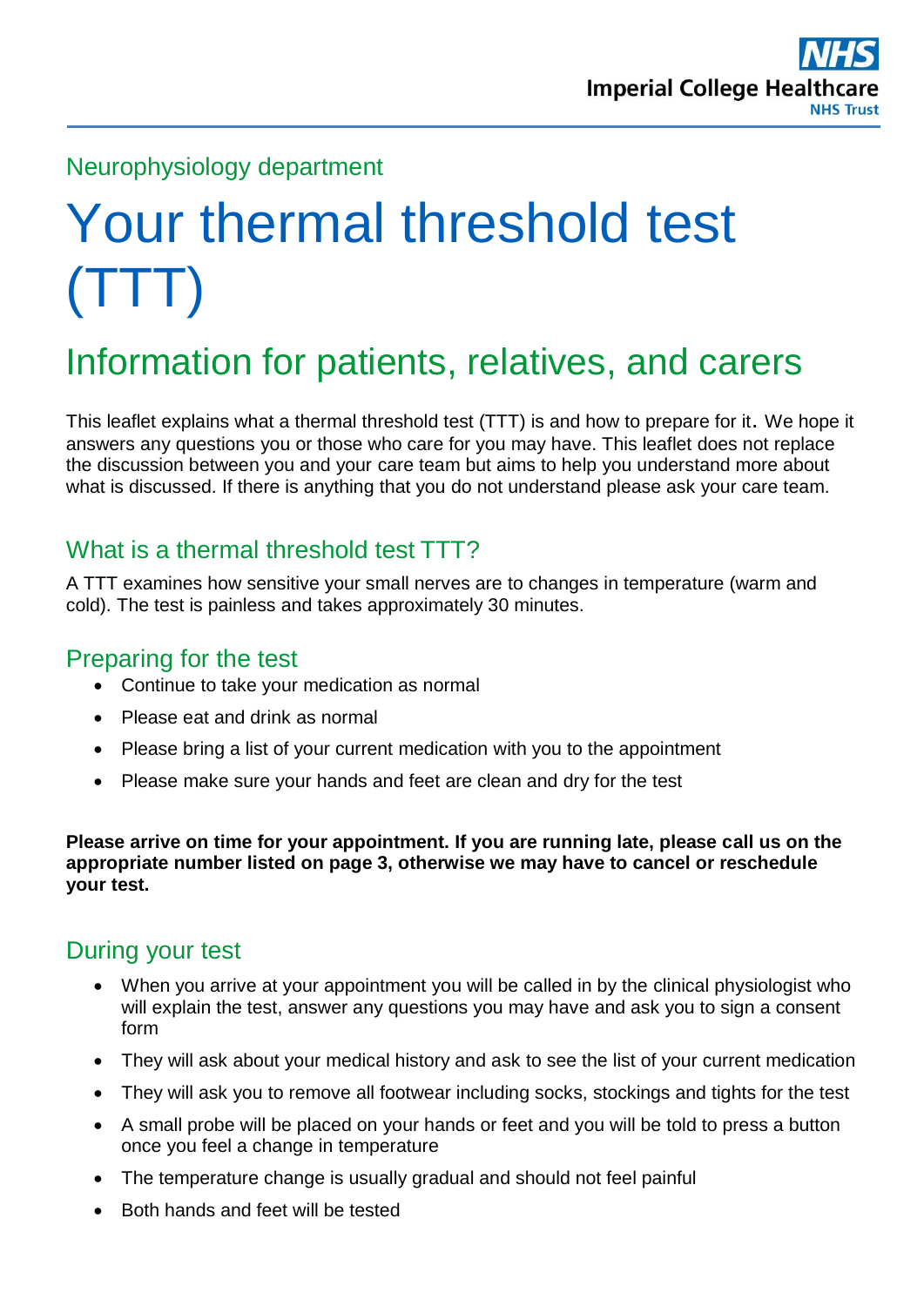Neurophysiology department

# Your thermal threshold test (TTT)

## Information for patients, relatives, and carers

This leaflet explains what a thermal threshold test (TTT) is and how to prepare for it. We hope it answers any questions you or those who care for you may have. This leaflet does not replace the discussion between you and your care team but aims to help you understand more about what is discussed. If there is anything that you do not understand please ask your care team.

### What is a thermal threshold test TTT?

A TTT examines how sensitive your small nerves are to changes in temperature (warm and cold). The test is painless and takes approximately 30 minutes.

### Preparing for the test

- Continue to take your medication as normal
- Please eat and drink as normal
- Please bring a list of your current medication with you to the appointment
- Please make sure your hands and feet are clean and dry for the test

**Please arrive on time for your appointment. If you are running late, please call us on the appropriate number listed on page 3, otherwise we may have to cancel or reschedule your test.**

### During your test

- When you arrive at your appointment you will be called in by the clinical physiologist who will explain the test, answer any questions you may have and ask you to sign a consent form
- They will ask about your medical history and ask to see the list of your current medication
- They will ask you to remove all footwear including socks, stockings and tights for the test
- A small probe will be placed on your hands or feet and you will be told to press a button once you feel a change in temperature
- The temperature change is usually gradual and should not feel painful
- Both hands and feet will be tested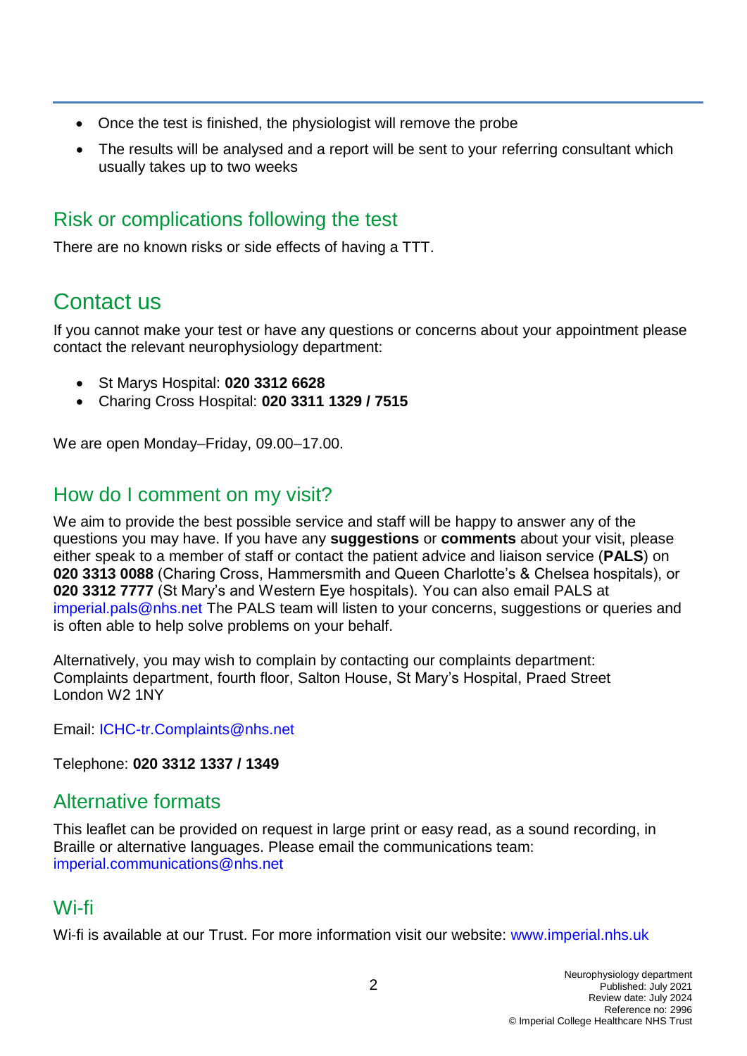- Once the test is finished, the physiologist will remove the probe
- The results will be analysed and a report will be sent to your referring consultant which usually takes up to two weeks

## Risk or complications following the test

There are no known risks or side effects of having a TTT.

# Contact us

If you cannot make your test or have any questions or concerns about your appointment please contact the relevant neurophysiology department:

- St Marys Hospital: **020 3312 6628**
- Charing Cross Hospital: **020 3311 1329 / 7515**

We are open Monday–Friday, 09.00–17.00.

## How do I comment on my visit?

We aim to provide the best possible service and staff will be happy to answer any of the questions you may have. If you have any **suggestions** or **comments** about your visit, please either speak to a member of staff or contact the patient advice and liaison service (**PALS**) on **020 3313 0088** (Charing Cross, Hammersmith and Queen Charlotte's & Chelsea hospitals), or **020 3312 7777** (St Mary's and Western Eye hospitals). You can also email PALS at imperial.pals@nhs.net The PALS team will listen to your concerns, suggestions or queries and is often able to help solve problems on your behalf.

Alternatively, you may wish to complain by contacting our complaints department:
Complaints department, fourth floor, Salton House, St Mary's Hospital, Praed Street
London W2 1NY

Email: ICHC-tr.Complaints@nhs.net

Telephone: **020 3312 1337 / 1349**

## Alternative formats

This leaflet can be provided on request in large print or easy read, as a sound recording, in Braille or alternative languages. Please email the communications team: imperial.communications@nhs.net

## Wi-fi

Wi-fi is available at our Trust. For more information visit our website: www.imperial.nhs.uk

Neurophysiology department
Published: July 2021
Review date: July 2024
Reference no: 2996
© Imperial College Healthcare NHS Trust